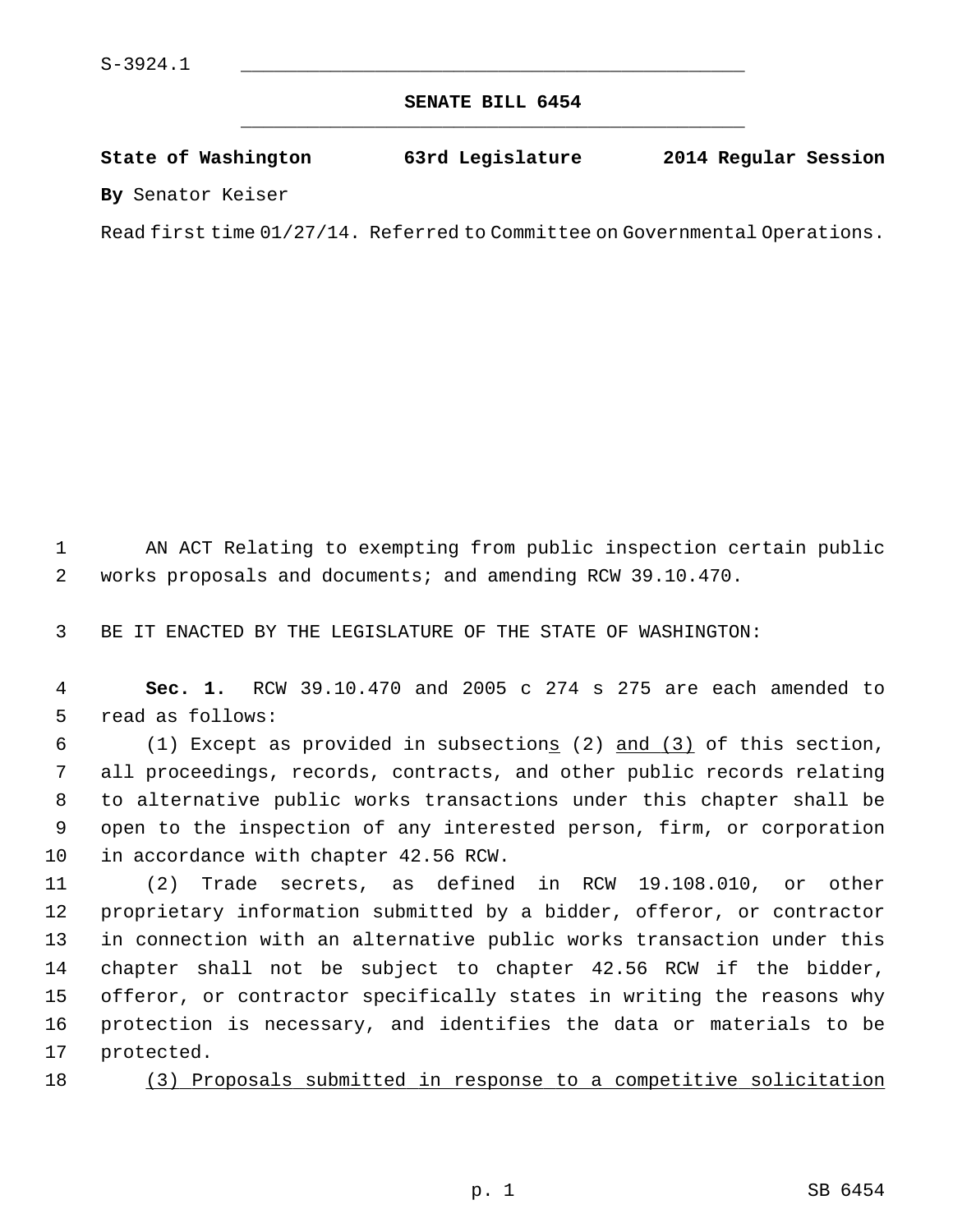S-3924.1

**SENATE BILL 6454**

**State of Washington 63rd Legislature 2014 Regular Session**

**By** Senator Keiser

Read first time 01/27/14. Referred to Committee on Governmental Operations.

AN ACT Relating to exempting from public inspection certain public works proposals and documents; and amending RCW 39.10.470.

BE IT ENACTED BY THE LEGISLATURE OF THE STATE OF WASHINGTON:

**Sec. 1.** RCW 39.10.470 and 2005 c 274 s 275 are each amended to read as follows:

(1) Except as provided in subsection<u>s</u> (2) <u>and (3)</u> of this section, all proceedings, records, contracts, and other public records relating to alternative public works transactions under this chapter shall be open to the inspection of any interested person, firm, or corporation in accordance with chapter 42.56 RCW.

(2) Trade secrets, as defined in RCW 19.108.010, or other proprietary information submitted by a bidder, offeror, or contractor in connection with an alternative public works transaction under this chapter shall not be subject to chapter 42.56 RCW if the bidder, offeror, or contractor specifically states in writing the reasons why protection is necessary, and identifies the data or materials to be protected.

<u>(3) Proposals submitted in response to a competitive solicitation</u>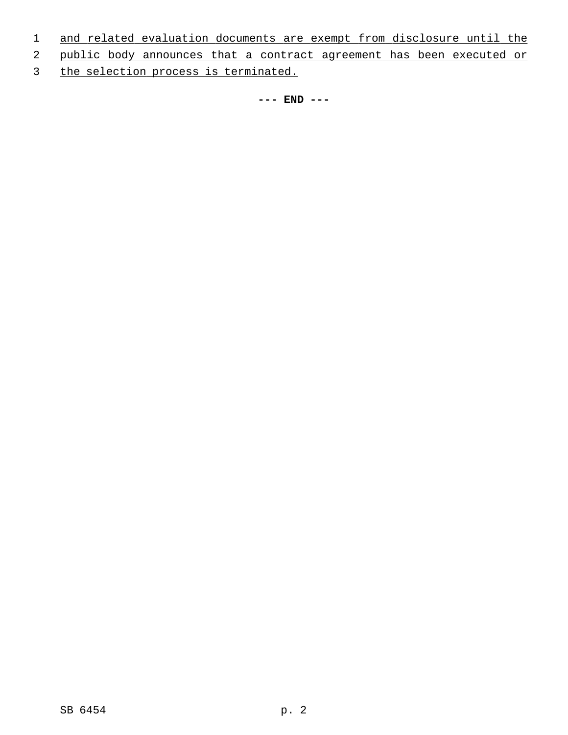<u>and related evaluation documents are exempt from disclosure until the public body announces that a contract agreement has been executed or the selection process is terminated.</u>

**--- END ---**